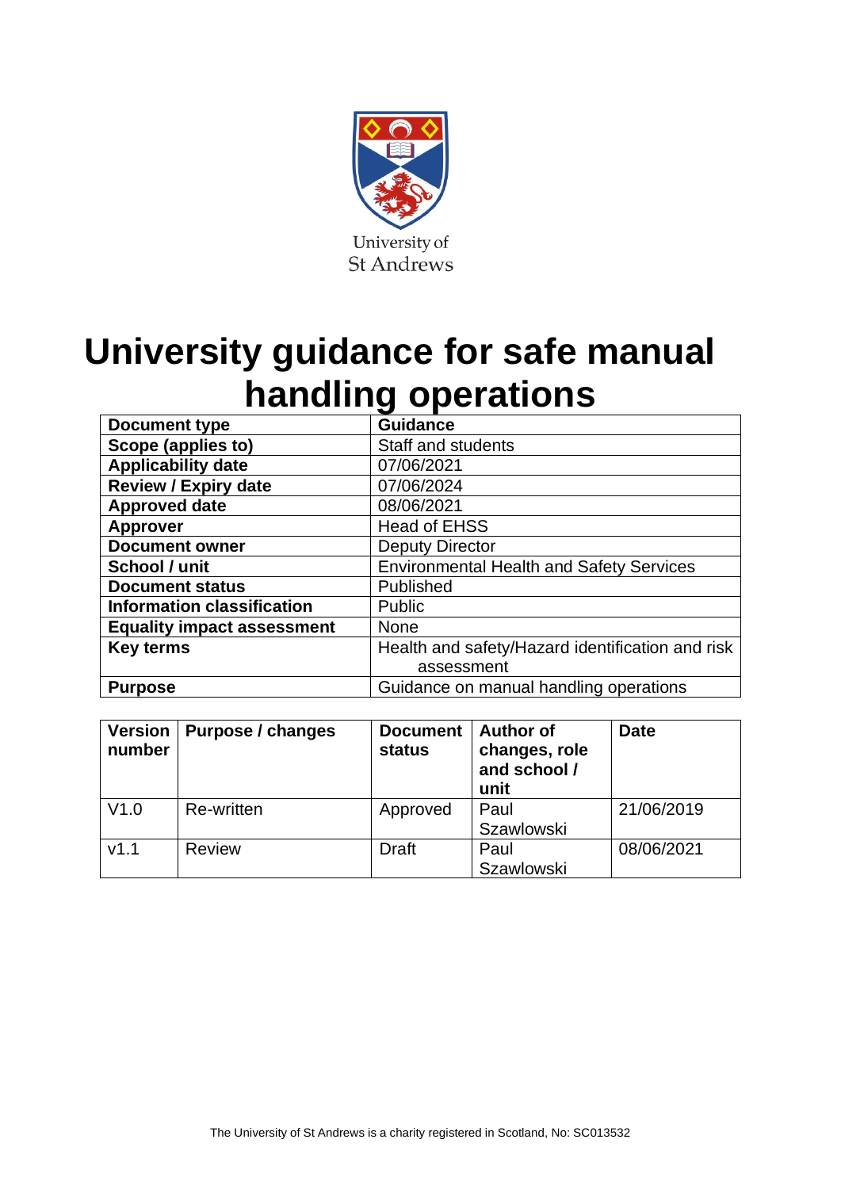University of St Andrews

# University guidance for safe manual handling operations

| | |
|---|---|
| **Document type** | Guidance |
| **Scope (applies to)** | Staff and students |
| **Applicability date** | 07/06/2021 |
| **Review / Expiry date** | 07/06/2024 |
| **Approved date** | 08/06/2021 |
| **Approver** | Head of EHSS |
| **Document owner** | Deputy Director |
| **School / unit** | Environmental Health and Safety Services |
| **Document status** | Published |
| **Information classification** | Public |
| **Equality impact assessment** | None |
| **Key terms** | Health and safety/Hazard identification and risk assessment |
| **Purpose** | Guidance on manual handling operations |

| Version number | Purpose / changes | Document status | Author of changes, role and school / unit | Date |
|---|---|---|---|---|
| V1.0 | Re-written | Approved | Paul Szawlowski | 21/06/2019 |
| v1.1 | Review | Draft | Paul Szawlowski | 08/06/2021 |

The University of St Andrews is a charity registered in Scotland, No: SC013532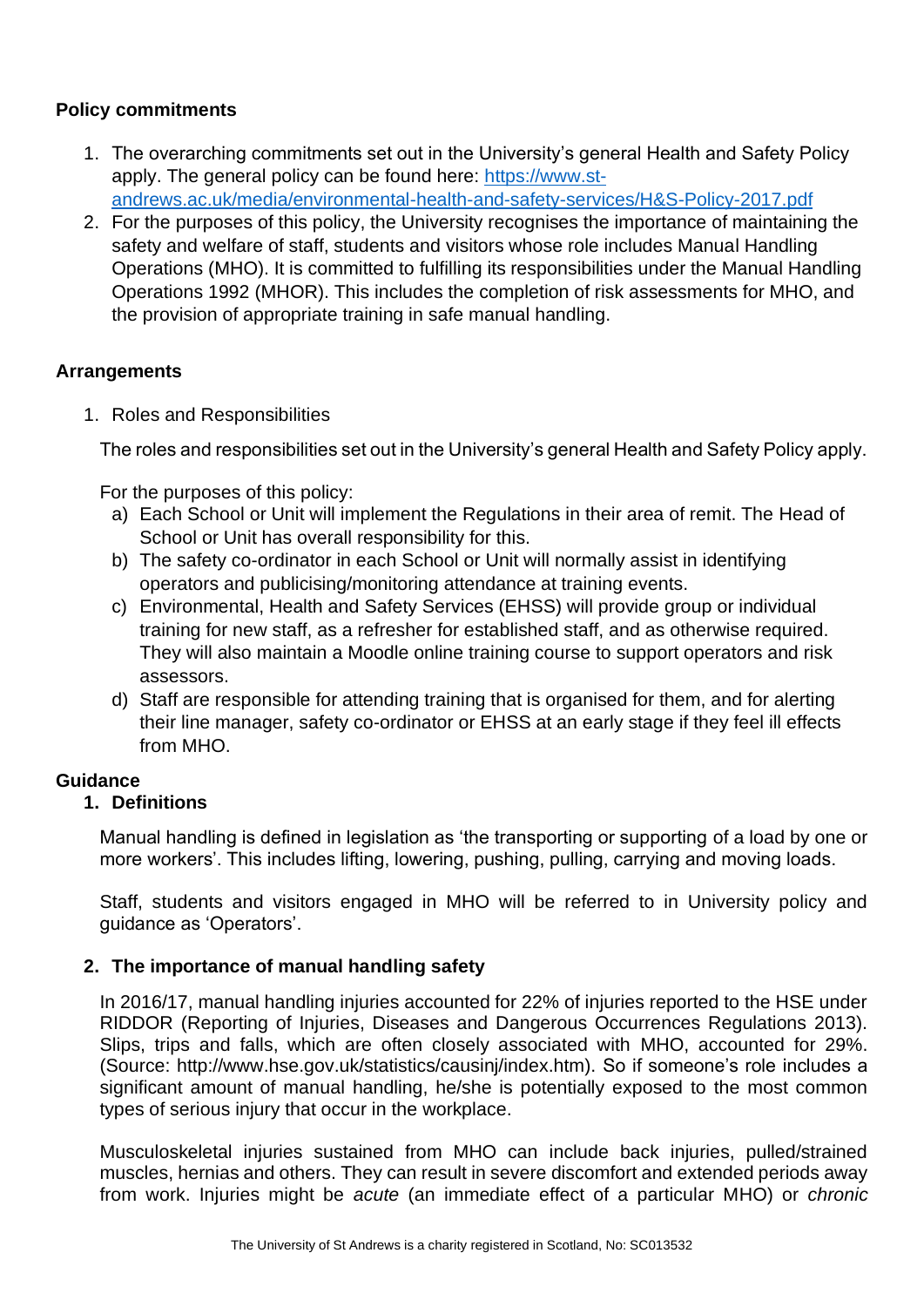### Policy commitments

1. The overarching commitments set out in the University's general Health and Safety Policy apply. The general policy can be found here: [https://www.st-andrews.ac.uk/media/environmental-health-and-safety-services/H&S-Policy-2017.pdf](https://www.st-andrews.ac.uk/media/environmental-health-and-safety-services/H&S-Policy-2017.pdf)
2. For the purposes of this policy, the University recognises the importance of maintaining the safety and welfare of staff, students and visitors whose role includes Manual Handling Operations (MHO). It is committed to fulfilling its responsibilities under the Manual Handling Operations 1992 (MHOR). This includes the completion of risk assessments for MHO, and the provision of appropriate training in safe manual handling.

### Arrangements

1. Roles and Responsibilities

   The roles and responsibilities set out in the University's general Health and Safety Policy apply.

   For the purposes of this policy:

   a) Each School or Unit will implement the Regulations in their area of remit. The Head of School or Unit has overall responsibility for this.
   b) The safety co-ordinator in each School or Unit will normally assist in identifying operators and publicising/monitoring attendance at training events.
   c) Environmental, Health and Safety Services (EHSS) will provide group or individual training for new staff, as a refresher for established staff, and as otherwise required. They will also maintain a Moodle online training course to support operators and risk assessors.
   d) Staff are responsible for attending training that is organised for them, and for alerting their line manager, safety co-ordinator or EHSS at an early stage if they feel ill effects from MHO.

### Guidance

#### 1. Definitions

Manual handling is defined in legislation as 'the transporting or supporting of a load by one or more workers'. This includes lifting, lowering, pushing, pulling, carrying and moving loads.

Staff, students and visitors engaged in MHO will be referred to in University policy and guidance as 'Operators'.

#### 2. The importance of manual handling safety

In 2016/17, manual handling injuries accounted for 22% of injuries reported to the HSE under RIDDOR (Reporting of Injuries, Diseases and Dangerous Occurrences Regulations 2013). Slips, trips and falls, which are often closely associated with MHO, accounted for 29%. (Source: http://www.hse.gov.uk/statistics/causinj/index.htm). So if someone's role includes a significant amount of manual handling, he/she is potentially exposed to the most common types of serious injury that occur in the workplace.

Musculoskeletal injuries sustained from MHO can include back injuries, pulled/strained muscles, hernias and others. They can result in severe discomfort and extended periods away from work. Injuries might be *acute* (an immediate effect of a particular MHO) or *chronic*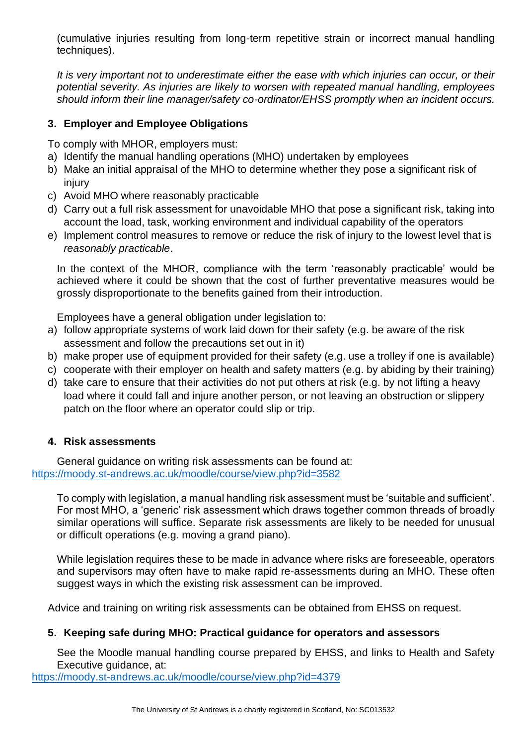(cumulative injuries resulting from long-term repetitive strain or incorrect manual handling techniques).

*It is very important not to underestimate either the ease with which injuries can occur, or their potential severity. As injuries are likely to worsen with repeated manual handling, employees should inform their line manager/safety co-ordinator/EHSS promptly when an incident occurs.*

## 3. Employer and Employee Obligations

To comply with MHOR, employers must:

a) Identify the manual handling operations (MHO) undertaken by employees
b) Make an initial appraisal of the MHO to determine whether they pose a significant risk of injury
c) Avoid MHO where reasonably practicable
d) Carry out a full risk assessment for unavoidable MHO that pose a significant risk, taking into account the load, task, working environment and individual capability of the operators
e) Implement control measures to remove or reduce the risk of injury to the lowest level that is *reasonably practicable*.

In the context of the MHOR, compliance with the term 'reasonably practicable' would be achieved where it could be shown that the cost of further preventative measures would be grossly disproportionate to the benefits gained from their introduction.

Employees have a general obligation under legislation to:

a) follow appropriate systems of work laid down for their safety (e.g. be aware of the risk assessment and follow the precautions set out in it)
b) make proper use of equipment provided for their safety (e.g. use a trolley if one is available)
c) cooperate with their employer on health and safety matters (e.g. by abiding by their training)
d) take care to ensure that their activities do not put others at risk (e.g. by not lifting a heavy load where it could fall and injure another person, or not leaving an obstruction or slippery patch on the floor where an operator could slip or trip.

## 4. Risk assessments

General guidance on writing risk assessments can be found at:
https://moody.st-andrews.ac.uk/moodle/course/view.php?id=3582

To comply with legislation, a manual handling risk assessment must be 'suitable and sufficient'. For most MHO, a 'generic' risk assessment which draws together common threads of broadly similar operations will suffice. Separate risk assessments are likely to be needed for unusual or difficult operations (e.g. moving a grand piano).

While legislation requires these to be made in advance where risks are foreseeable, operators and supervisors may often have to make rapid re-assessments during an MHO. These often suggest ways in which the existing risk assessment can be improved.

Advice and training on writing risk assessments can be obtained from EHSS on request.

## 5. Keeping safe during MHO: Practical guidance for operators and assessors

See the Moodle manual handling course prepared by EHSS, and links to Health and Safety Executive guidance, at:
https://moody.st-andrews.ac.uk/moodle/course/view.php?id=4379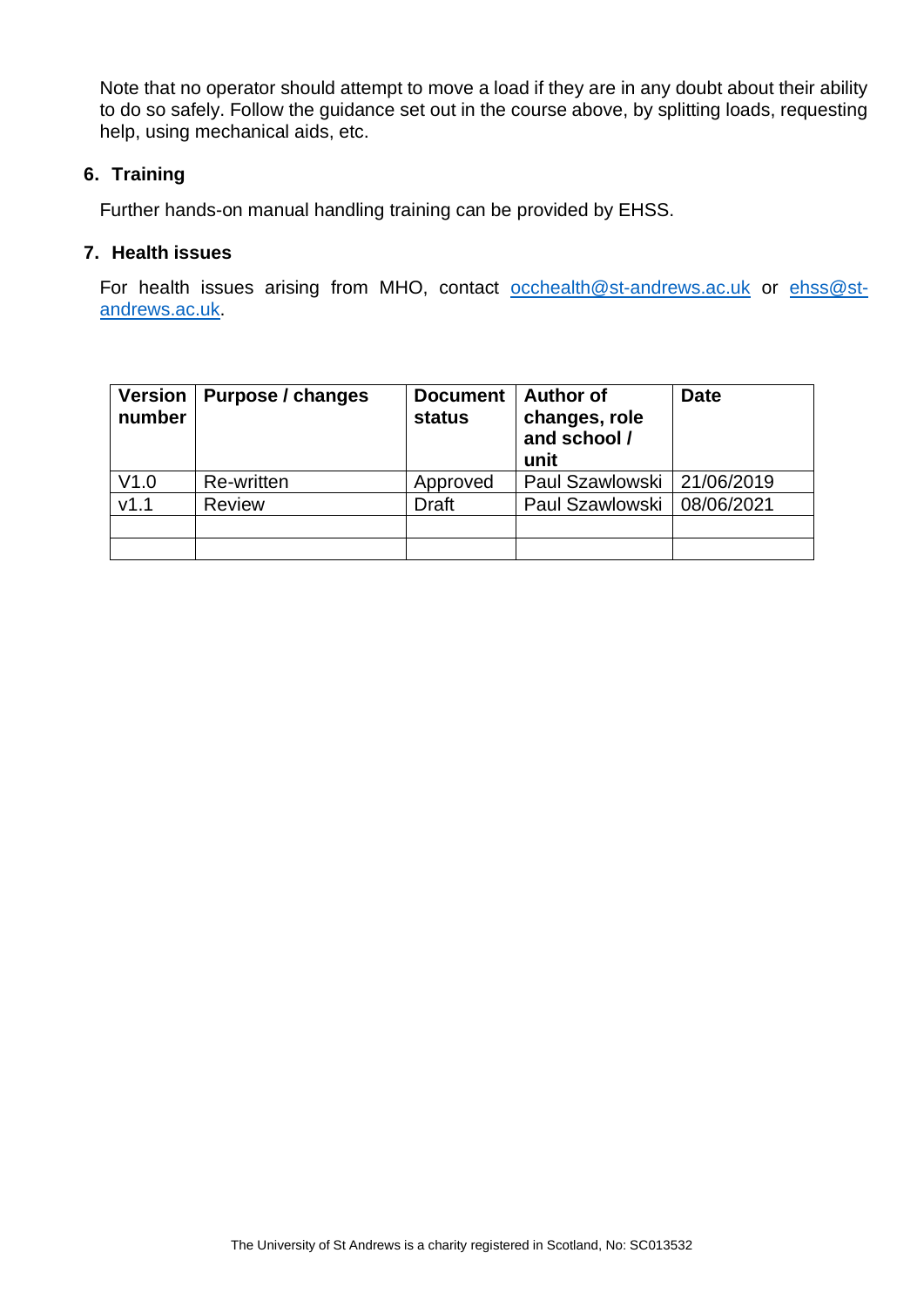Note that no operator should attempt to move a load if they are in any doubt about their ability to do so safely. Follow the guidance set out in the course above, by splitting loads, requesting help, using mechanical aids, etc.

## 6. Training

Further hands-on manual handling training can be provided by EHSS.

## 7. Health issues

For health issues arising from MHO, contact occhealth@st-andrews.ac.uk or ehss@st-andrews.ac.uk.

| Version number | Purpose / changes | Document status | Author of changes, role and school / unit | Date |
| --- | --- | --- | --- | --- |
| V1.0 | Re-written | Approved | Paul Szawlowski | 21/06/2019 |
| v1.1 | Review | Draft | Paul Szawlowski | 08/06/2021 |
| | | | | |
| | | | | |

The University of St Andrews is a charity registered in Scotland, No: SC013532